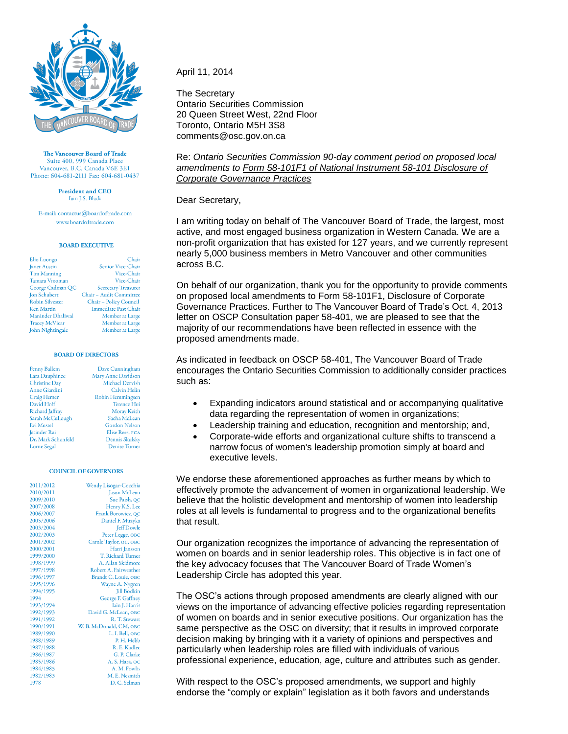**The Vancouver Board of Trade**
Suite 400, 999 Canada Place
Vancouver, B.C. Canada V6E 3E1
Phone: 604-681-2111 Fax: 604-681-0437

**President and CEO**
Iain J.S. Black

E-mail: contactus@boardoftrade.com
www.boardoftrade.com

**BOARD EXECUTIVE**

| | |
|---|---|
| Elio Luongo | Chair |
| Janet Austin | Senior Vice-Chair |
| Tim Manning | Vice-Chair |
| Tamara Vrooman | Vice-Chair |
| George Cadman QC | Secretary-Treasurer |
| Jon Schubert | Chair – Audit Committee |
| Robin Silvester | Chair – Policy Council |
| Ken Martin | Immediate Past Chair |
| Maninder Dhaliwal | Member at Large |
| Tracey McVicar | Member at Large |
| John Nightingale | Member at Large |

**BOARD OF DIRECTORS**

| | |
|---|---|
| Penny Ballem | Dave Cunningham |
| Lara Dauphinee | Mary Anne Davidson |
| Christine Day | Michael Dervish |
| Anne Giardini | Calvin Helin |
| Craig Hemer | Robin Hemmingsen |
| David Hoff | Terence Hui |
| Richard Jaffray | Moray Keith |
| Sarah McCullough | Sacha McLean |
| Evi Mustel | Gordon Nelson |
| Jatinder Rai | Elise Rees, FCA |
| Dr. Mark Schonfeld | Dennis Skulsky |
| Lorne Segal | Denise Turner |

**COUNCIL OF GOVERNORS**

| | |
|---|---|
| 2011/2012 | Wendy Lisogar-Cocchia |
| 2010/2011 | Jason McLean |
| 2009/2010 | Sue Paish, QC |
| 2007/2008 | Henry K.S. Lee |
| 2006/2007 | Frank Borowicz, QC |
| 2005/2006 | Daniel F. Muzyka |
| 2003/2004 | Jeff Dowle |
| 2002/2003 | Peter Legge, OBC |
| 2001/2002 | Carole Taylor, OC, OBC |
| 2000/2001 | Harri Jansson |
| 1999/2000 | T. Richard Turner |
| 1998/1999 | A. Allan Skidmore |
| 1997/1998 | Robert A. Fairweather |
| 1996/1997 | Brandt C. Louie, OBC |
| 1995/1996 | Wayne A. Nygren |
| 1994/1995 | Jill Bodkin |
| 1994 | George F. Gaffney |
| 1993/1994 | Iain J. Harris |
| 1992/1993 | David G. McLean, OBC |
| 1991/1992 | R. T. Stewart |
| 1990/1991 | W. B. McDonald, CM, OBC |
| 1989/1990 | L. I. Bell, OBC |
| 1988/1989 | P. H. Hebb |
| 1987/1988 | R. E. Kadlec |
| 1986/1987 | G. P. Clarke |
| 1985/1986 | A. S. Hara, OC |
| 1984/1985 | A. M. Fowlis |
| 1982/1983 | M. E. Nesmith |
| 1978 | D. C. Selman |

April 11, 2014

The Secretary
Ontario Securities Commission
20 Queen Street West, 22nd Floor
Toronto, Ontario M5H 3S8
comments@osc.gov.on.ca

Re: *Ontario Securities Commission 90-day comment period on proposed local amendments to Form 58-101F1 of National Instrument 58-101 Disclosure of Corporate Governance Practices*

Dear Secretary,

I am writing today on behalf of The Vancouver Board of Trade, the largest, most active, and most engaged business organization in Western Canada. We are a non-profit organization that has existed for 127 years, and we currently represent nearly 5,000 business members in Metro Vancouver and other communities across B.C.

On behalf of our organization, thank you for the opportunity to provide comments on proposed local amendments to Form 58-101F1, Disclosure of Corporate Governance Practices. Further to The Vancouver Board of Trade's Oct. 4, 2013 letter on OSCP Consultation paper 58-401, we are pleased to see that the majority of our recommendations have been reflected in essence with the proposed amendments made.

As indicated in feedback on OSCP 58-401, The Vancouver Board of Trade encourages the Ontario Securities Commission to additionally consider practices such as:

- Expanding indicators around statistical and or accompanying qualitative data regarding the representation of women in organizations;
- Leadership training and education, recognition and mentorship; and,
- Corporate-wide efforts and organizational culture shifts to transcend a narrow focus of women's leadership promotion simply at board and executive levels.

We endorse these aforementioned approaches as further means by which to effectively promote the advancement of women in organizational leadership. We believe that the holistic development and mentorship of women into leadership roles at all levels is fundamental to progress and to the organizational benefits that result.

Our organization recognizes the importance of advancing the representation of women on boards and in senior leadership roles. This objective is in fact one of the key advocacy focuses that The Vancouver Board of Trade Women's Leadership Circle has adopted this year.

The OSC's actions through proposed amendments are clearly aligned with our views on the importance of advancing effective policies regarding representation of women on boards and in senior executive positions. Our organization has the same perspective as the OSC on diversity; that it results in improved corporate decision making by bringing with it a variety of opinions and perspectives and particularly when leadership roles are filled with individuals of various professional experience, education, age, culture and attributes such as gender.

With respect to the OSC's proposed amendments, we support and highly endorse the "comply or explain" legislation as it both favors and understands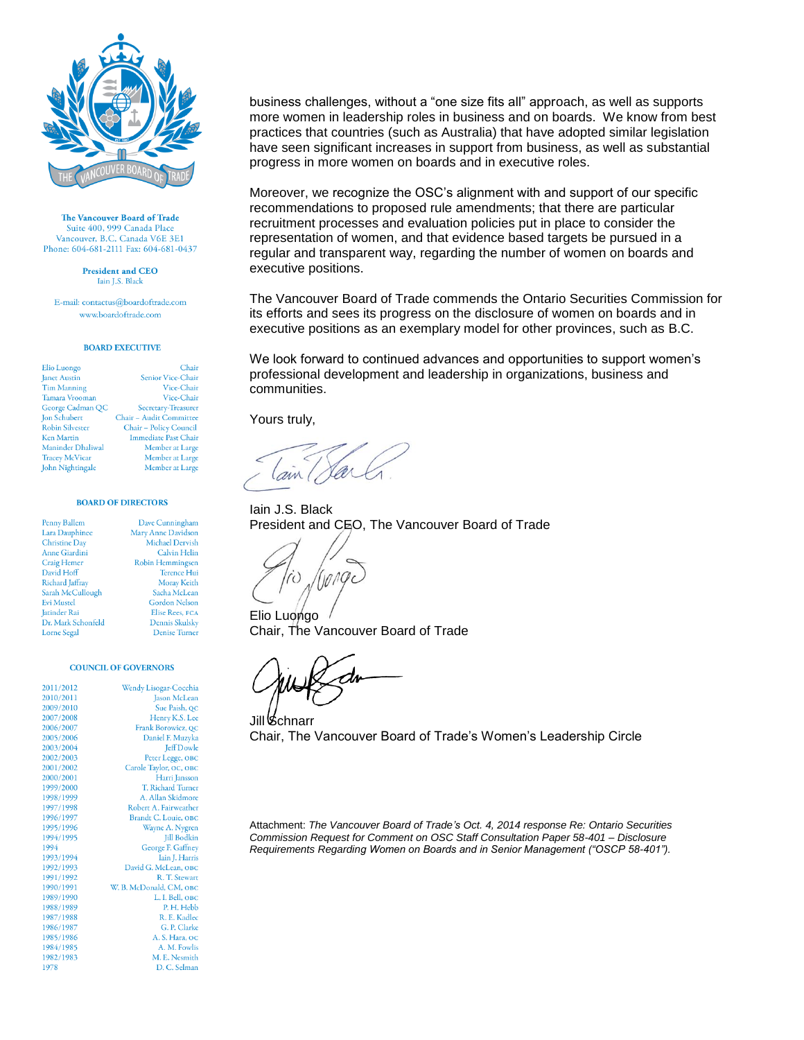The Vancouver Board of Trade
Suite 400, 999 Canada Place
Vancouver, B.C. Canada V6E 3E1
Phone: 604-681-2111 Fax: 604-681-0437

**President and CEO**
Iain J.S. Black

E-mail: contactus@boardoftrade.com
www.boardoftrade.com

**BOARD EXECUTIVE**

| | |
|---|---|
| Elio Luongo | Chair |
| Janet Austin | Senior Vice-Chair |
| Tim Manning | Vice-Chair |
| Tamara Vrooman | Vice-Chair |
| George Cadman QC | Secretary-Treasurer |
| Jon Schubert | Chair – Audit Committee |
| Robin Silvester | Chair – Policy Council |
| Ken Martin | Immediate Past Chair |
| Maninder Dhaliwal | Member at Large |
| Tracey McVicar | Member at Large |
| John Nightingale | Member at Large |

**BOARD OF DIRECTORS**

| | |
|---|---|
| Penny Ballem | Dave Cunningham |
| Lara Dauphinee | Mary Anne Davidson |
| Christine Day | Michael Dervish |
| Anne Giardini | Calvin Helin |
| Craig Hemer | Robin Hemmingsen |
| David Hoff | Terence Hui |
| Richard Jaffray | Moray Keith |
| Sarah McCullough | Sacha McLean |
| Evi Mustel | Gordon Nelson |
| Jatinder Rai | Elise Rees, FCA |
| Dr. Mark Schonfeld | Dennis Skulsky |
| Lorne Segal | Denise Turner |

**COUNCIL OF GOVERNORS**

| | |
|---|---|
| 2011/2012 | Wendy Lisogar-Cocchia |
| 2010/2011 | Jason McLean |
| 2009/2010 | Sue Paish, QC |
| 2007/2008 | Henry K.S. Lee |
| 2006/2007 | Frank Borowicz, QC |
| 2005/2006 | Daniel F. Muzyka |
| 2003/2004 | Jeff Dowle |
| 2002/2003 | Peter Legge, OBC |
| 2001/2002 | Carole Taylor, OC, OBC |
| 2000/2001 | Harri Jansson |
| 1999/2000 | T. Richard Turner |
| 1998/1999 | A. Allan Skidmore |
| 1997/1998 | Robert A. Fairweather |
| 1996/1997 | Brandt C. Louie, OBC |
| 1995/1996 | Wayne A. Nygren |
| 1994/1995 | Jill Bodkin |
| 1994 | George F. Gaffney |
| 1993/1994 | Iain J. Harris |
| 1992/1993 | David G. McLean, OBC |
| 1991/1992 | R. T. Stewart |
| 1990/1991 | W. B. McDonald, CM, OBC |
| 1989/1990 | L. I. Bell, OBC |
| 1988/1989 | P. H. Hebb |
| 1987/1988 | R. E. Kadlec |
| 1986/1987 | G. P. Clarke |
| 1985/1986 | A. S. Hara, OC |
| 1984/1985 | A. M. Fowlis |
| 1982/1983 | M. E. Nesmith |
| 1978 | D. C. Selman |

business challenges, without a "one size fits all" approach, as well as supports more women in leadership roles in business and on boards. We know from best practices that countries (such as Australia) that have adopted similar legislation have seen significant increases in support from business, as well as substantial progress in more women on boards and in executive roles.

Moreover, we recognize the OSC's alignment with and support of our specific recommendations to proposed rule amendments; that there are particular recruitment processes and evaluation policies put in place to consider the representation of women, and that evidence based targets be pursued in a regular and transparent way, regarding the number of women on boards and executive positions.

The Vancouver Board of Trade commends the Ontario Securities Commission for its efforts and sees its progress on the disclosure of women on boards and in executive positions as an exemplary model for other provinces, such as B.C.

We look forward to continued advances and opportunities to support women's professional development and leadership in organizations, business and communities.

Yours truly,

Iain J.S. Black
President and CEO, The Vancouver Board of Trade

Elio Luongo
Chair, The Vancouver Board of Trade

Jill Schnarr
Chair, The Vancouver Board of Trade's Women's Leadership Circle

Attachment: *The Vancouver Board of Trade's Oct. 4, 2014 response Re: Ontario Securities Commission Request for Comment on OSC Staff Consultation Paper 58-401 – Disclosure Requirements Regarding Women on Boards and in Senior Management ("OSCP 58-401").*